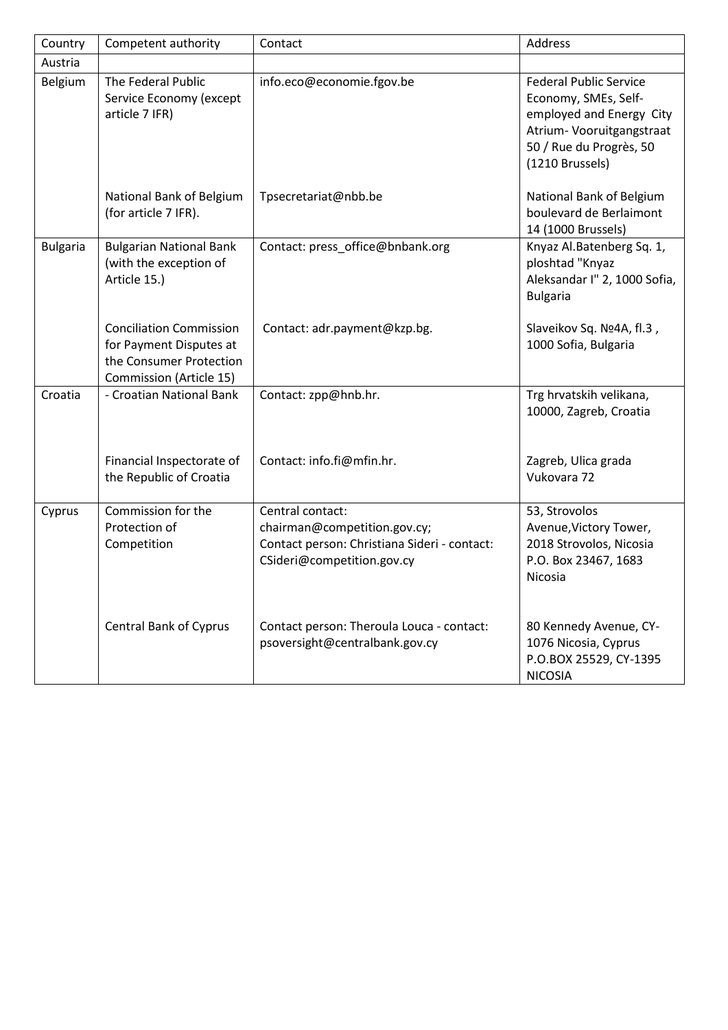| Country | Competent authority | Contact | Address |
|---|---|---|---|
| Austria | | | |
| Belgium | The Federal Public Service Economy (except article 7 IFR) | info.eco@economie.fgov.be | Federal Public Service Economy, SMEs, Self-employed and Energy City Atrium- Vooruitgangstraat 50 / Rue du Progrès, 50 (1210 Brussels) |
| | National Bank of Belgium (for article 7 IFR). | Tpsecretariat@nbb.be | National Bank of Belgium boulevard de Berlaimont 14 (1000 Brussels) |
| Bulgaria | Bulgarian National Bank (with the exception of Article 15.) | Contact: press_office@bnbank.org | Knyaz Al.Batenberg Sq. 1, ploshtad "Knyaz Aleksandar I" 2, 1000 Sofia, Bulgaria |
| | Conciliation Commission for Payment Disputes at the Consumer Protection Commission (Article 15) | Contact: adr.payment@kzp.bg. | Slaveikov Sq. №4A, fl.3 , 1000 Sofia, Bulgaria |
| Croatia | - Croatian National Bank | Contact: zpp@hnb.hr. | Trg hrvatskih velikana, 10000, Zagreb, Croatia |
| | Financial Inspectorate of the Republic of Croatia | Contact: info.fi@mfin.hr. | Zagreb, Ulica grada Vukovara 72 |
| Cyprus | Commission for the Protection of Competition | Central contact: chairman@competition.gov.cy; Contact person: Christiana Sideri - contact: CSideri@competition.gov.cy | 53, Strovolos Avenue,Victory Tower, 2018 Strovolos, Nicosia P.O. Box 23467, 1683 Nicosia |
| | Central Bank of Cyprus | Contact person: Theroula Louca - contact: psoversight@centralbank.gov.cy | 80 Kennedy Avenue, CY-1076 Nicosia, Cyprus P.O.BOX 25529, CY-1395 NICOSIA |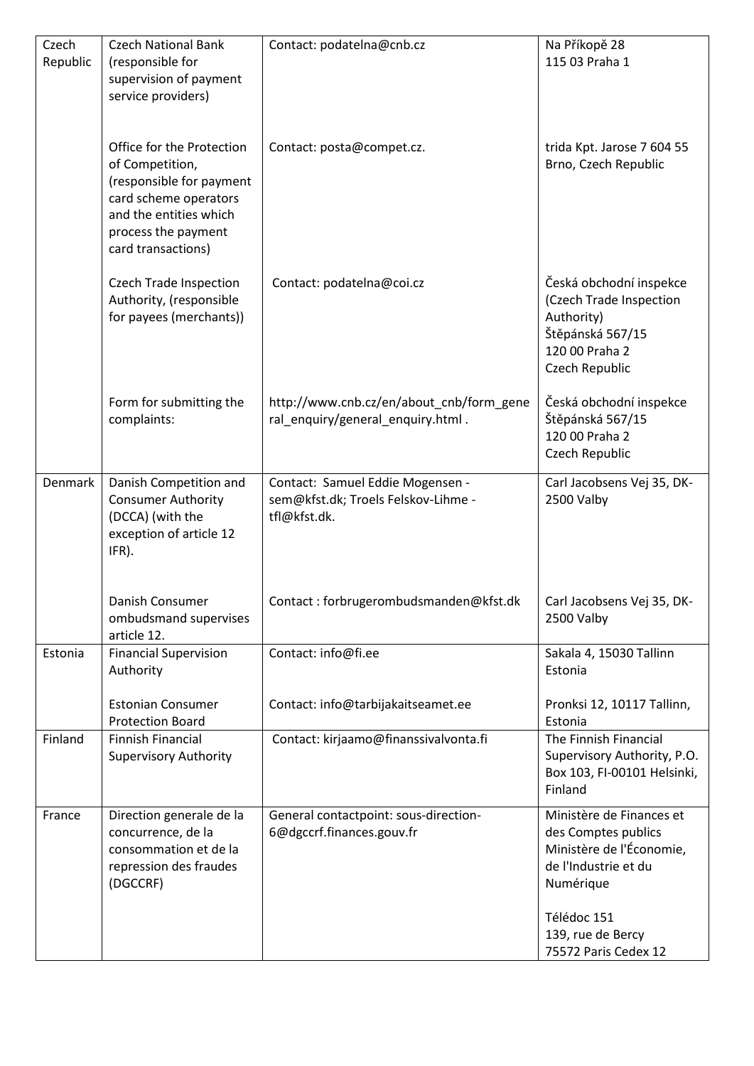| Czech Republic | Czech National Bank (responsible for supervision of payment service providers) | Contact: podatelna@cnb.cz | Na Příkopě 28<br>115 03 Praha 1 |
|---|---|---|---|
| | Office for the Protection of Competition, (responsible for payment card scheme operators and the entities which process the payment card transactions) | Contact: posta@compet.cz. | trida Kpt. Jarose 7 604 55 Brno, Czech Republic |
| | Czech Trade Inspection Authority, (responsible for payees (merchants)) | Contact: podatelna@coi.cz | Česká obchodní inspekce (Czech Trade Inspection Authority)<br>Štěpánská 567/15<br>120 00 Praha 2<br>Czech Republic |
| | Form for submitting the complaints: | http://www.cnb.cz/en/about_cnb/form_general_enquiry/general_enquiry.html . | Česká obchodní inspekce<br>Štěpánská 567/15<br>120 00 Praha 2<br>Czech Republic |
| Denmark | Danish Competition and Consumer Authority (DCCA) (with the exception of article 12 IFR). | Contact: Samuel Eddie Mogensen - sem@kfst.dk; Troels Felskov-Lihme - tfl@kfst.dk. | Carl Jacobsens Vej 35, DK-2500 Valby |
| | Danish Consumer ombudsmand supervises article 12. | Contact : forbrugerombudsmanden@kfst.dk | Carl Jacobsens Vej 35, DK-2500 Valby |
| Estonia | Financial Supervision Authority | Contact: info@fi.ee | Sakala 4, 15030 Tallinn Estonia |
| | Estonian Consumer Protection Board | Contact: info@tarbijakaitseamet.ee | Pronksi 12, 10117 Tallinn, Estonia |
| Finland | Finnish Financial Supervisory Authority | Contact: kirjaamo@finanssivalvonta.fi | The Finnish Financial Supervisory Authority, P.O. Box 103, FI-00101 Helsinki, Finland |
| France | Direction generale de la concurrence, de la consommation et de la repression des fraudes (DGCCRF) | General contactpoint: sous-direction-6@dgccrf.finances.gouv.fr | Ministère de Finances et des Comptes publics<br>Ministère de l'Économie, de l'Industrie et du Numérique<br><br>Télédoc 151<br>139, rue de Bercy<br>75572 Paris Cedex 12 |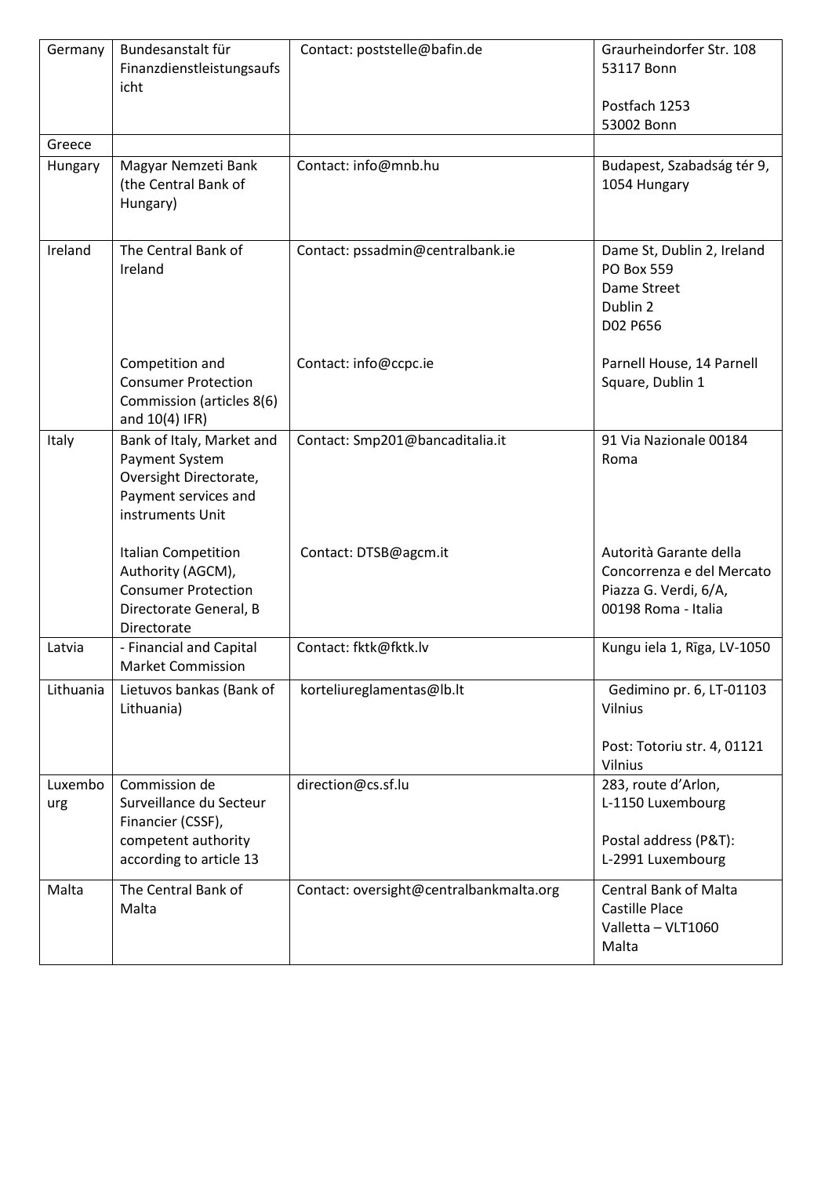| Germany | Bundesanstalt für Finanzdienstleistungsaufsicht | Contact: poststelle@bafin.de | Graurheindorfer Str. 108<br>53117 Bonn<br><br>Postfach 1253<br>53002 Bonn |
|---|---|---|---|
| Greece | | | |
| Hungary | Magyar Nemzeti Bank (the Central Bank of Hungary) | Contact: info@mnb.hu | Budapest, Szabadság tér 9, 1054 Hungary |
| Ireland | The Central Bank of Ireland | Contact: pssadmin@centralbank.ie | Dame St, Dublin 2, Ireland<br>PO Box 559<br>Dame Street<br>Dublin 2<br>D02 P656 |
| | Competition and Consumer Protection Commission (articles 8(6) and 10(4) IFR) | Contact: info@ccpc.ie | Parnell House, 14 Parnell Square, Dublin 1 |
| Italy | Bank of Italy, Market and Payment System Oversight Directorate, Payment services and instruments Unit | Contact: Smp201@bancaditalia.it | 91 Via Nazionale 00184 Roma |
| | Italian Competition Authority (AGCM), Consumer Protection Directorate General, B Directorate | Contact: DTSB@agcm.it | Autorità Garante della Concorrenza e del Mercato<br>Piazza G. Verdi, 6/A,<br>00198 Roma - Italia |
| Latvia | - Financial and Capital Market Commission | Contact: fktk@fktk.lv | Kungu iela 1, Rīga, LV-1050 |
| Lithuania | Lietuvos bankas (Bank of Lithuania) | korteliureglamentas@lb.lt | Gedimino pr. 6, LT-01103 Vilnius<br><br>Post: Totoriu str. 4, 01121 Vilnius |
| Luxembourg | Commission de Surveillance du Secteur Financier (CSSF), competent authority according to article 13 | direction@cs.sf.lu | 283, route d'Arlon,<br>L-1150 Luxembourg<br><br>Postal address (P&T):<br>L-2991 Luxembourg |
| Malta | The Central Bank of Malta | Contact: oversight@centralbankmalta.org | Central Bank of Malta<br>Castille Place<br>Valletta – VLT1060<br>Malta |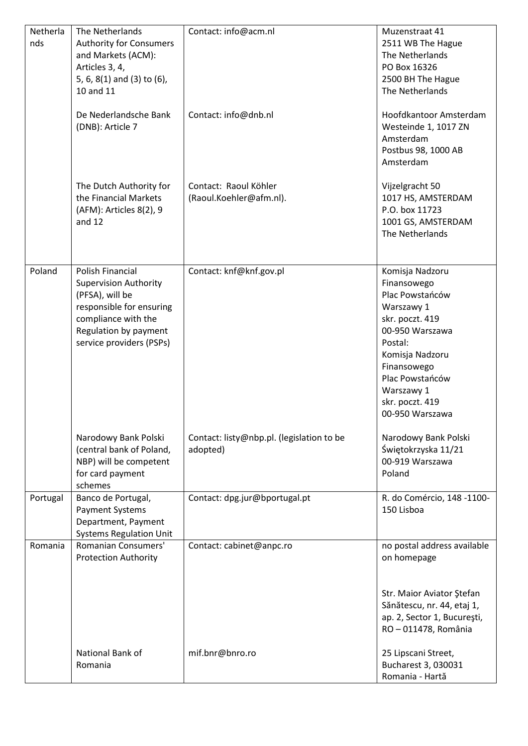| Netherlands | The Netherlands Authority for Consumers and Markets (ACM): Articles 3, 4, 5, 6, 8(1) and (3) to (6), 10 and 11 | Contact: info@acm.nl | Muzenstraat 41<br>2511 WB The Hague<br>The Netherlands<br>PO Box 16326<br>2500 BH The Hague<br>The Netherlands |
|---|---|---|---|
| | De Nederlandsche Bank (DNB): Article 7 | Contact: info@dnb.nl | Hoofdkantoor Amsterdam<br>Westeinde 1, 1017 ZN Amsterdam<br>Postbus 98, 1000 AB Amsterdam |
| | The Dutch Authority for the Financial Markets (AFM): Articles 8(2), 9 and 12 | Contact: Raoul Köhler (Raoul.Koehler@afm.nl). | Vijzelgracht 50<br>1017 HS, AMSTERDAM<br>P.O. box 11723<br>1001 GS, AMSTERDAM<br>The Netherlands |
| Poland | Polish Financial Supervision Authority (PFSA), will be responsible for ensuring compliance with the Regulation by payment service providers (PSPs) | Contact: knf@knf.gov.pl | Komisja Nadzoru Finansowego<br>Plac Powstańców Warszawy 1<br>skr. poczt. 419<br>00-950 Warszawa<br>Postal:<br>Komisja Nadzoru Finansowego<br>Plac Powstańców Warszawy 1<br>skr. poczt. 419<br>00-950 Warszawa |
| | Narodowy Bank Polski (central bank of Poland, NBP) will be competent for card payment schemes | Contact: listy@nbp.pl. (legislation to be adopted) | Narodowy Bank Polski<br>Świętokrzyska 11/21<br>00-919 Warszawa<br>Poland |
| Portugal | Banco de Portugal, Payment Systems Department, Payment Systems Regulation Unit | Contact: dpg.jur@bportugal.pt | R. do Comércio, 148 -1100-150 Lisboa |
| Romania | Romanian Consumers' Protection Authority | Contact: cabinet@anpc.ro | no postal address available on homepage<br><br>Str. Maior Aviator Ştefan Sănătescu, nr. 44, etaj 1, ap. 2, Sector 1, Bucureşti, RO – 011478, România |
| | National Bank of Romania | mif.bnr@bnro.ro | 25 Lipscani Street, Bucharest 3, 030031 Romania - Hartă |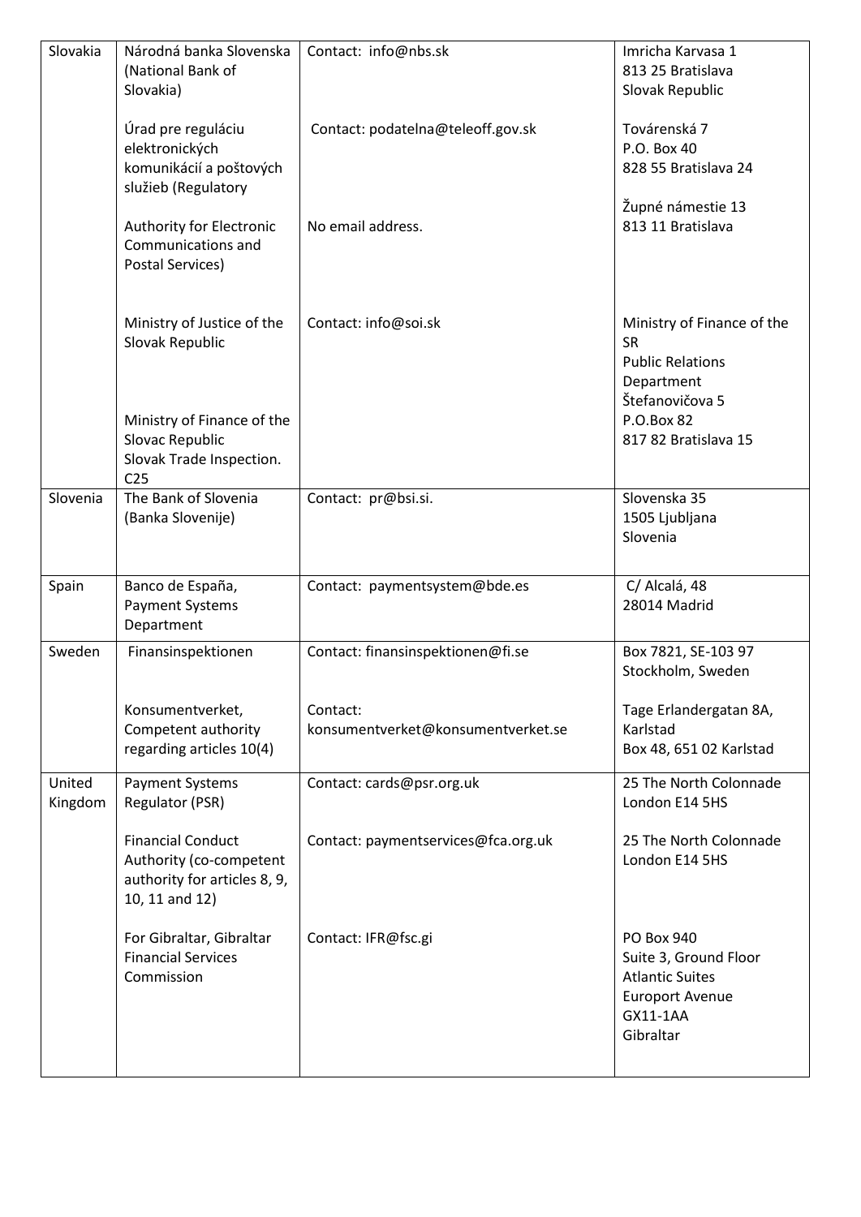| | | | |
|---|---|---|---|
| Slovakia | Národná banka Slovenska (National Bank of Slovakia)<br><br>Úrad pre reguláciu elektronických komunikácií a poštových služieb (Regulatory<br><br>Authority for Electronic Communications and Postal Services)<br><br>Ministry of Justice of the Slovak Republic<br><br>Ministry of Finance of the Slovac Republic<br>Slovak Trade Inspection. C25 | Contact: info@nbs.sk<br><br>Contact: podatelna@teleoff.gov.sk<br><br>No email address.<br><br>Contact: info@soi.sk | Imricha Karvasa 1<br>813 25 Bratislava<br>Slovak Republic<br><br>Továrenská 7<br>P.O. Box 40<br>828 55 Bratislava 24<br><br>Župné námestie 13<br>813 11 Bratislava<br><br>Ministry of Finance of the SR<br>Public Relations Department<br>Štefanovičova 5<br>P.O.Box 82<br>817 82 Bratislava 15 |
| Slovenia | The Bank of Slovenia (Banka Slovenije) | Contact: pr@bsi.si. | Slovenska 35<br>1505 Ljubljana<br>Slovenia |
| Spain | Banco de España, Payment Systems Department | Contact: paymentsystem@bde.es | C/ Alcalá, 48<br>28014 Madrid |
| Sweden | Finansinspektionen<br><br>Konsumentverket, Competent authority regarding articles 10(4) | Contact: finansinspektionen@fi.se<br><br>Contact: konsumentverket@konsumentverket.se | Box 7821, SE-103 97 Stockholm, Sweden<br><br>Tage Erlandergatan 8A, Karlstad<br>Box 48, 651 02 Karlstad |
| United Kingdom | Payment Systems Regulator (PSR)<br><br>Financial Conduct Authority (co-competent authority for articles 8, 9, 10, 11 and 12)<br><br>For Gibraltar, Gibraltar Financial Services Commission | Contact: cards@psr.org.uk<br><br>Contact: paymentservices@fca.org.uk<br><br>Contact: IFR@fsc.gi | 25 The North Colonnade<br>London E14 5HS<br><br>25 The North Colonnade<br>London E14 5HS<br><br>PO Box 940<br>Suite 3, Ground Floor<br>Atlantic Suites<br>Europort Avenue<br>GX11-1AA<br>Gibraltar |